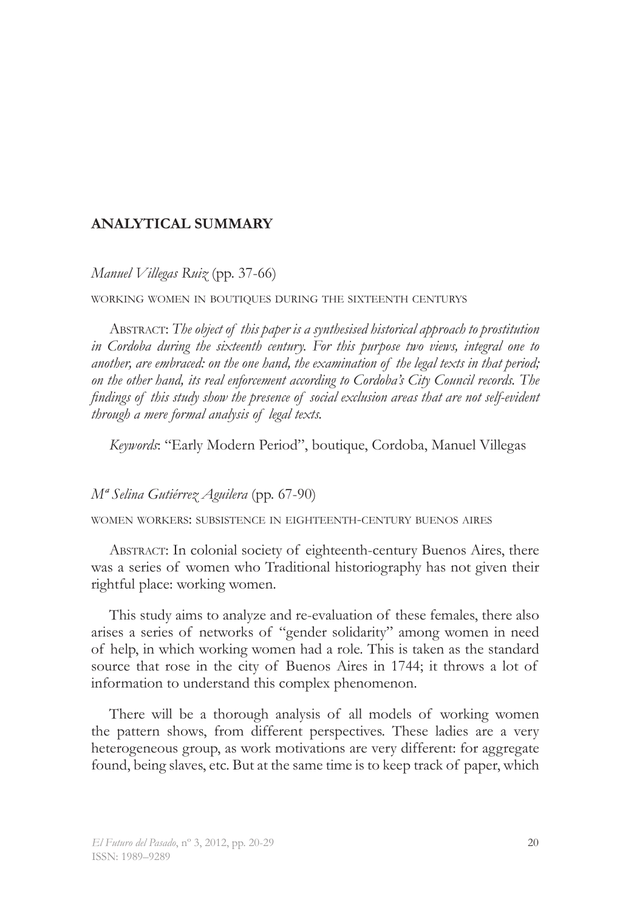## ANALYTICAL SUMMARY

*Manuel Villegas Ruiz* (pp. 37-66)

WORKING WOMEN IN BOUTIQUES DURING THE SIXTEENTH CENTURYS

ABSTRACT: *The object of this paper is a synthesised historical approach to prostitution in Cordoba during the sixteenth century. For this purpose two views, integral one to another, are embraced: on the one hand, the examination of the legal texts in that period; on the other hand, its real enforcement according to Cordoba's City Council records. The findings of this study show the presence of social exclusion areas that are not self-evident through a mere formal analysis of legal texts.*

*Keywords*: "Early Modern Period", boutique, Cordoba, Manuel Villegas

*Mª Selina Gutiérrez Aguilera* (pp. 67-90)

WOMEN WORKERS: SUBSISTENCE IN EIGHTEENTH-CENTURY BUENOS AIRES

ABSTRACT: In colonial society of eighteenth-century Buenos Aires, there was a series of women who Traditional historiography has not given their rightful place: working women.

This study aims to analyze and re-evaluation of these females, there also arises a series of networks of "gender solidarity" among women in need of help, in which working women had a role. This is taken as the standard source that rose in the city of Buenos Aires in 1744; it throws a lot of information to understand this complex phenomenon.

There will be a thorough analysis of all models of working women the pattern shows, from different perspectives. These ladies are a very heterogeneous group, as work motivations are very different: for aggregate found, being slaves, etc. But at the same time is to keep track of paper, which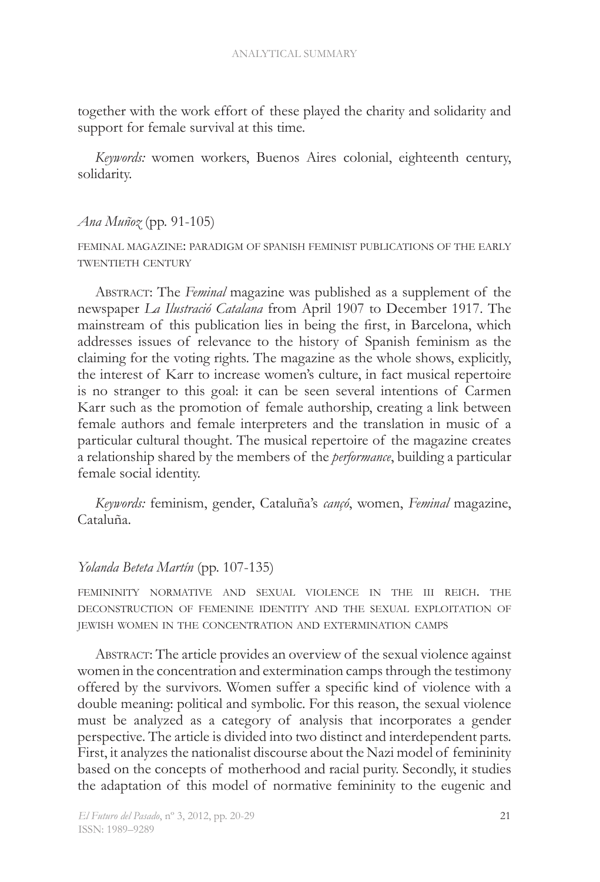together with the work effort of these played the charity and solidarity and support for female survival at this time.

*Keywords:* women workers, Buenos Aires colonial, eighteenth century, solidarity.

*Ana Muñoz* (pp. 91-105)

FEMINAL MAGAZINE: PARADIGM OF SPANISH FEMINIST PUBLICATIONS OF THE EARLY TWENTIETH CENTURY

ABSTRACT: The *Feminal* magazine was published as a supplement of the newspaper *La Ilustració Catalana* from April 1907 to December 1917. The mainstream of this publication lies in being the first, in Barcelona, which addresses issues of relevance to the history of Spanish feminism as the claiming for the voting rights. The magazine as the whole shows, explicitly, the interest of Karr to increase women's culture, in fact musical repertoire is no stranger to this goal: it can be seen several intentions of Carmen Karr such as the promotion of female authorship, creating a link between female authors and female interpreters and the translation in music of a particular cultural thought. The musical repertoire of the magazine creates a relationship shared by the members of the *performance*, building a particular female social identity.

*Keywords:* feminism, gender, Cataluña's *cançó*, women, *Feminal* magazine, Cataluña.

*Yolanda Beteta Martín* (pp. 107-135)

FEMININITY NORMATIVE AND SEXUAL VIOLENCE IN THE III REICH. THE DECONSTRUCTION OF FEMENINE IDENTITY AND THE SEXUAL EXPLOITATION OF JEWISH WOMEN IN THE CONCENTRATION AND EXTERMINATION CAMPS

ABSTRACT: The article provides an overview of the sexual violence against women in the concentration and extermination camps through the testimony offered by the survivors. Women suffer a specific kind of violence with a double meaning: political and symbolic. For this reason, the sexual violence must be analyzed as a category of analysis that incorporates a gender perspective. The article is divided into two distinct and interdependent parts. First, it analyzes the nationalist discourse about the Nazi model of femininity based on the concepts of motherhood and racial purity. Secondly, it studies the adaptation of this model of normative femininity to the eugenic and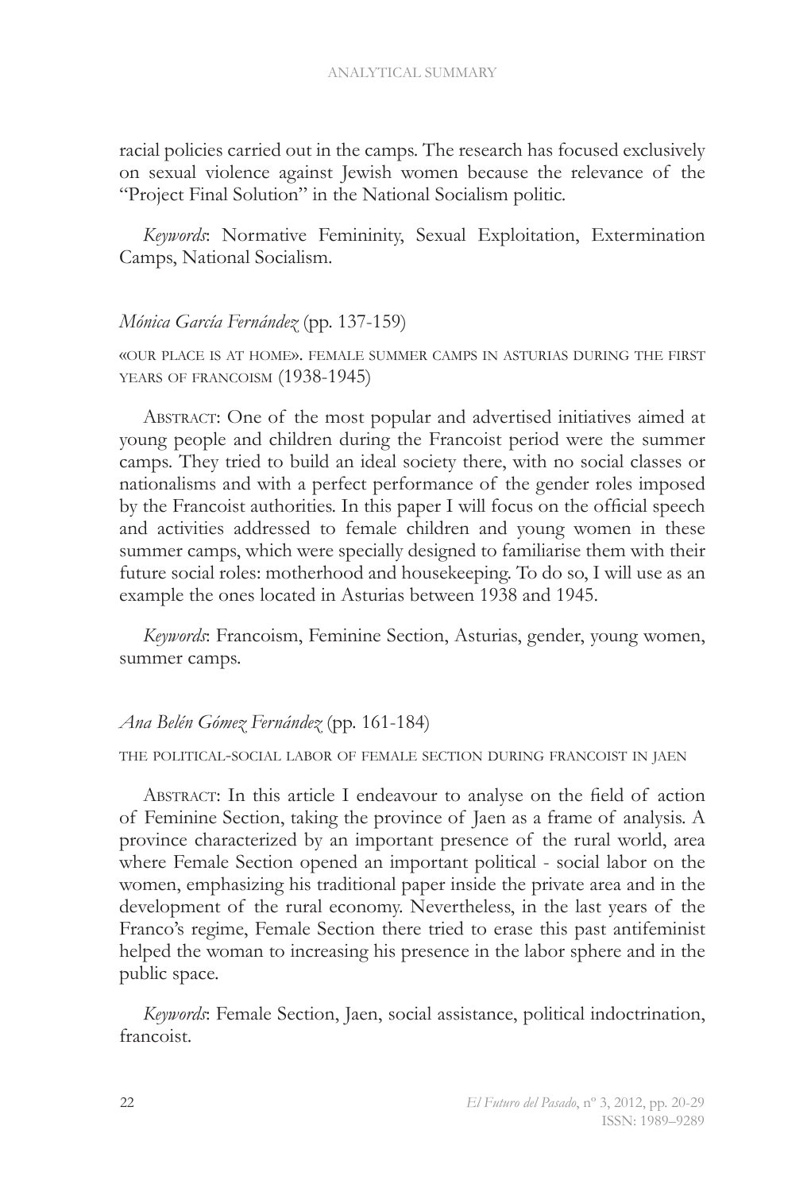racial policies carried out in the camps. The research has focused exclusively on sexual violence against Jewish women because the relevance of the "Project Final Solution" in the National Socialism politic.

*Keywords*: Normative Femininity, Sexual Exploitation, Extermination Camps, National Socialism.

*Mónica García Fernández* (pp. 137-159)

«OUR PLACE IS AT HOME». FEMALE SUMMER CAMPS IN ASTURIAS DURING THE FIRST YEARS OF FRANCOISM (1938-1945)

ABSTRACT: One of the most popular and advertised initiatives aimed at young people and children during the Francoist period were the summer camps. They tried to build an ideal society there, with no social classes or nationalisms and with a perfect performance of the gender roles imposed by the Francoist authorities. In this paper I will focus on the official speech and activities addressed to female children and young women in these summer camps, which were specially designed to familiarise them with their future social roles: motherhood and housekeeping. To do so, I will use as an example the ones located in Asturias between 1938 and 1945.

*Keywords*: Francoism, Feminine Section, Asturias, gender, young women, summer camps.

*Ana Belén Gómez Fernández* (pp. 161-184)

THE POLITICAL-SOCIAL LABOR OF FEMALE SECTION DURING FRANCOIST IN JAEN

ABSTRACT: In this article I endeavour to analyse on the field of action of Feminine Section, taking the province of Jaen as a frame of analysis. A province characterized by an important presence of the rural world, area where Female Section opened an important political - social labor on the women, emphasizing his traditional paper inside the private area and in the development of the rural economy. Nevertheless, in the last years of the Franco's regime, Female Section there tried to erase this past antifeminist helped the woman to increasing his presence in the labor sphere and in the public space.

*Keywords*: Female Section, Jaen, social assistance, political indoctrination, francoist.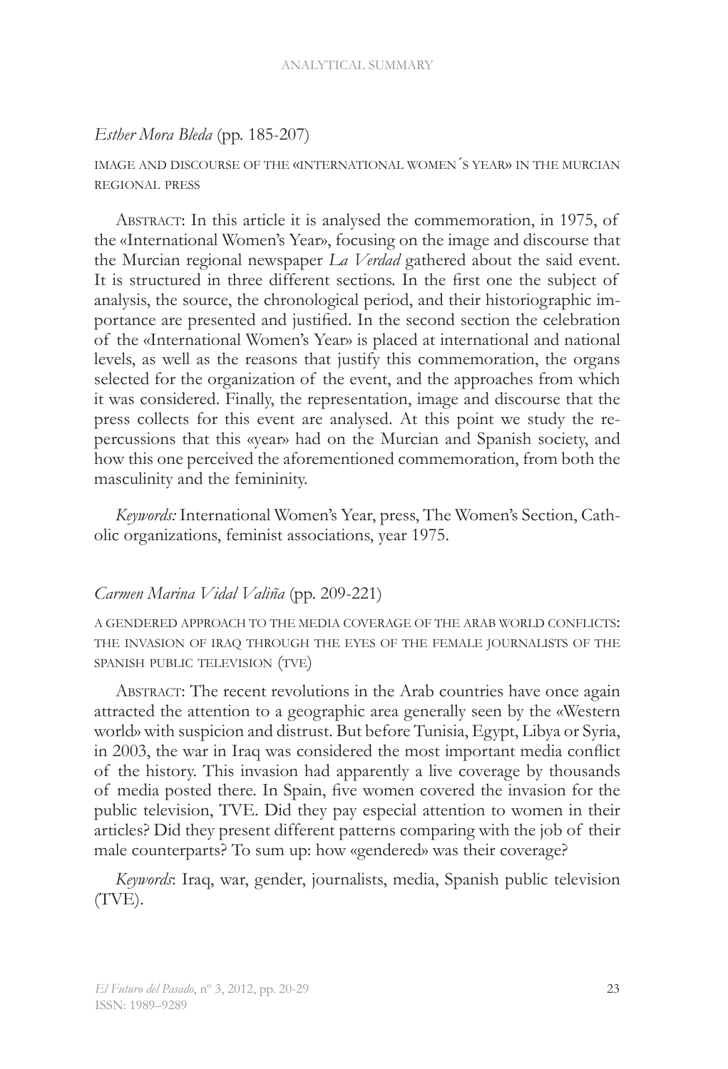*Esther Mora Bleda* (pp. 185-207)

IMAGE AND DISCOURSE OF THE «INTERNATIONAL WOMEN´S YEAR» IN THE MURCIAN REGIONAL PRESS

ABSTRACT: In this article it is analysed the commemoration, in 1975, of the «International Women's Year», focusing on the image and discourse that the Murcian regional newspaper *La Verdad* gathered about the said event. It is structured in three different sections. In the first one the subject of analysis, the source, the chronological period, and their historiographic importance are presented and justified. In the second section the celebration of the «International Women's Year» is placed at international and national levels, as well as the reasons that justify this commemoration, the organs selected for the organization of the event, and the approaches from which it was considered. Finally, the representation, image and discourse that the press collects for this event are analysed. At this point we study the repercussions that this «year» had on the Murcian and Spanish society, and how this one perceived the aforementioned commemoration, from both the masculinity and the femininity.

*Keywords:* International Women's Year, press, The Women's Section, Catholic organizations, feminist associations, year 1975.

*Carmen Marina Vidal Valiña* (pp. 209-221)

A GENDERED APPROACH TO THE MEDIA COVERAGE OF THE ARAB WORLD CONFLICTS: THE INVASION OF IRAQ THROUGH THE EYES OF THE FEMALE JOURNALISTS OF THE SPANISH PUBLIC TELEVISION (TVE)

ABSTRACT: The recent revolutions in the Arab countries have once again attracted the attention to a geographic area generally seen by the «Western world» with suspicion and distrust. But before Tunisia, Egypt, Libya or Syria, in 2003, the war in Iraq was considered the most important media conflict of the history. This invasion had apparently a live coverage by thousands of media posted there. In Spain, five women covered the invasion for the public television, TVE. Did they pay especial attention to women in their articles? Did they present different patterns comparing with the job of their male counterparts? To sum up: how «gendered» was their coverage?

*Keywords*: Iraq, war, gender, journalists, media, Spanish public television (TVE).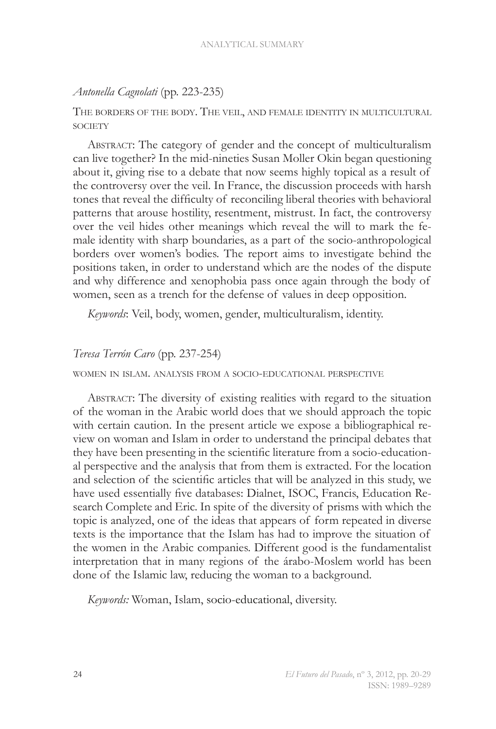*Antonella Cagnolati* (pp. 223-235)

The borders of the body. The veil, and female identity in multicultural society

Abstract: The category of gender and the concept of multiculturalism can live together? In the mid-nineties Susan Moller Okin began questioning about it, giving rise to a debate that now seems highly topical as a result of the controversy over the veil. In France, the discussion proceeds with harsh tones that reveal the difficulty of reconciling liberal theories with behavioral patterns that arouse hostility, resentment, mistrust. In fact, the controversy over the veil hides other meanings which reveal the will to mark the female identity with sharp boundaries, as a part of the socio-anthropological borders over women's bodies. The report aims to investigate behind the positions taken, in order to understand which are the nodes of the dispute and why difference and xenophobia pass once again through the body of women, seen as a trench for the defense of values in deep opposition.

*Keywords*: Veil, body, women, gender, multiculturalism, identity.

*Teresa Terrón Caro* (pp. 237-254)

women in islam. analysis from a socio-educational perspective

Abstract: The diversity of existing realities with regard to the situation of the woman in the Arabic world does that we should approach the topic with certain caution. In the present article we expose a bibliographical review on woman and Islam in order to understand the principal debates that they have been presenting in the scientific literature from a socio-educational perspective and the analysis that from them is extracted. For the location and selection of the scientific articles that will be analyzed in this study, we have used essentially five databases: Dialnet, ISOC, Francis, Education Research Complete and Eric. In spite of the diversity of prisms with which the topic is analyzed, one of the ideas that appears of form repeated in diverse texts is the importance that the Islam has had to improve the situation of the women in the Arabic companies. Different good is the fundamentalist interpretation that in many regions of the árabo-Moslem world has been done of the Islamic law, reducing the woman to a background.

*Keywords:* Woman, Islam, socio-educational, diversity.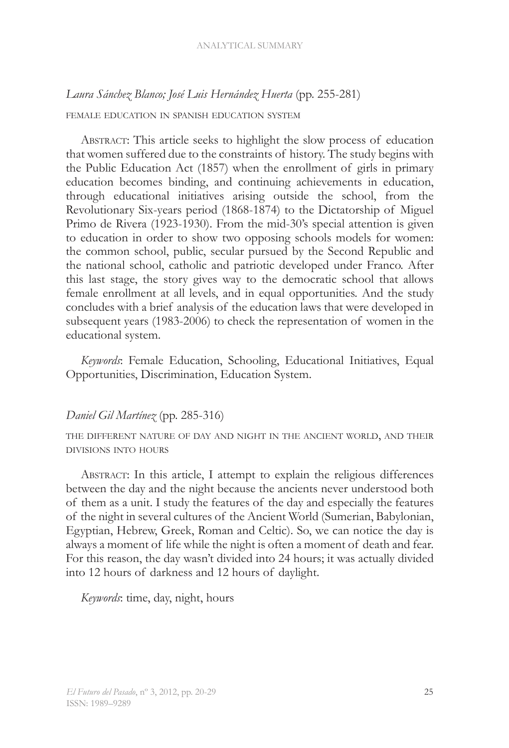*Laura Sánchez Blanco; José Luis Hernández Huerta* (pp. 255-281)

FEMALE EDUCATION IN SPANISH EDUCATION SYSTEM

ABSTRACT: This article seeks to highlight the slow process of education that women suffered due to the constraints of history. The study begins with the Public Education Act (1857) when the enrollment of girls in primary education becomes binding, and continuing achievements in education, through educational initiatives arising outside the school, from the Revolutionary Six-years period (1868-1874) to the Dictatorship of Miguel Primo de Rivera (1923-1930). From the mid-30's special attention is given to education in order to show two opposing schools models for women: the common school, public, secular pursued by the Second Republic and the national school, catholic and patriotic developed under Franco. After this last stage, the story gives way to the democratic school that allows female enrollment at all levels, and in equal opportunities. And the study concludes with a brief analysis of the education laws that were developed in subsequent years (1983-2006) to check the representation of women in the educational system.

*Keywords*: Female Education, Schooling, Educational Initiatives, Equal Opportunities, Discrimination, Education System.

*Daniel Gil Martínez* (pp. 285-316)

THE DIFFERENT NATURE OF DAY AND NIGHT IN THE ANCIENT WORLD, AND THEIR DIVISIONS INTO HOURS

ABSTRACT: In this article, I attempt to explain the religious differences between the day and the night because the ancients never understood both of them as a unit. I study the features of the day and especially the features of the night in several cultures of the Ancient World (Sumerian, Babylonian, Egyptian, Hebrew, Greek, Roman and Celtic). So, we can notice the day is always a moment of life while the night is often a moment of death and fear. For this reason, the day wasn't divided into 24 hours; it was actually divided into 12 hours of darkness and 12 hours of daylight.

*Keywords*: time, day, night, hours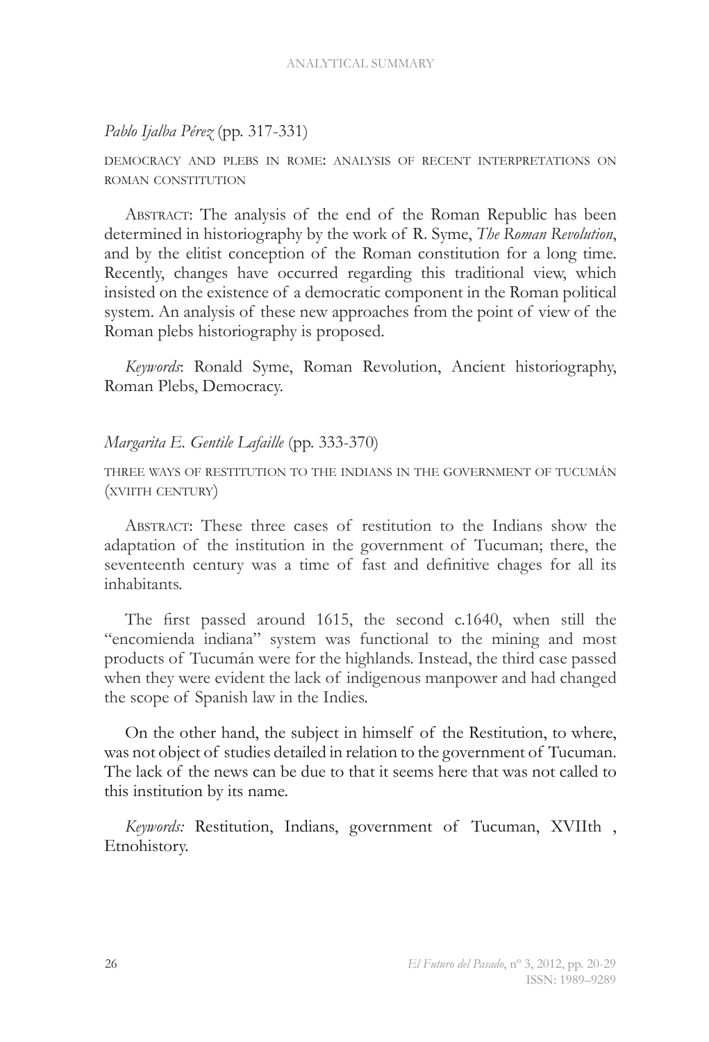*Pablo Ijalba Pérez* (pp. 317-331)

DEMOCRACY AND PLEBS IN ROME: ANALYSIS OF RECENT INTERPRETATIONS ON ROMAN CONSTITUTION

ABSTRACT: The analysis of the end of the Roman Republic has been determined in historiography by the work of R. Syme, *The Roman Revolution*, and by the elitist conception of the Roman constitution for a long time. Recently, changes have occurred regarding this traditional view, which insisted on the existence of a democratic component in the Roman political system. An analysis of these new approaches from the point of view of the Roman plebs historiography is proposed.

*Keywords*: Ronald Syme, Roman Revolution, Ancient historiography, Roman Plebs, Democracy.

*Margarita E. Gentile Lafaille* (pp. 333-370)

THREE WAYS OF RESTITUTION TO THE INDIANS IN THE GOVERNMENT OF TUCUMÁN (XVIITH CENTURY)

ABSTRACT: These three cases of restitution to the Indians show the adaptation of the institution in the government of Tucuman; there, the seventeenth century was a time of fast and definitive chages for all its inhabitants.

The first passed around 1615, the second c.1640, when still the "encomienda indiana" system was functional to the mining and most products of Tucumán were for the highlands. Instead, the third case passed when they were evident the lack of indigenous manpower and had changed the scope of Spanish law in the Indies.

On the other hand, the subject in himself of the Restitution, to where, was not object of studies detailed in relation to the government of Tucuman. The lack of the news can be due to that it seems here that was not called to this institution by its name.

*Keywords:* Restitution, Indians, government of Tucuman, XVIIth , Etnohistory.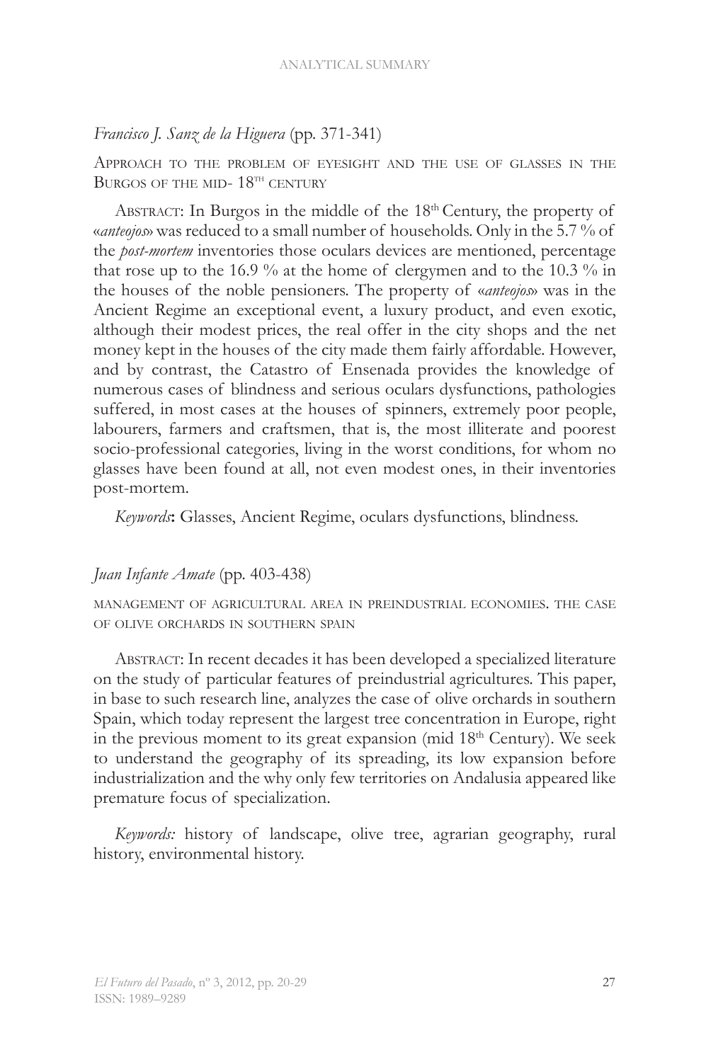*Francisco J. Sanz de la Higuera* (pp. 371-341)

Approach to the problem of eyesight and the use of glasses in the Burgos of the mid- 18th century

Abstract: In Burgos in the middle of the 18th Century, the property of «*anteojos*» was reduced to a small number of households. Only in the 5.7 % of the *post-mortem* inventories those oculars devices are mentioned, percentage that rose up to the 16.9 % at the home of clergymen and to the 10.3 % in the houses of the noble pensioners. The property of «*anteojos*» was in the Ancient Regime an exceptional event, a luxury product, and even exotic, although their modest prices, the real offer in the city shops and the net money kept in the houses of the city made them fairly affordable. However, and by contrast, the Catastro of Ensenada provides the knowledge of numerous cases of blindness and serious oculars dysfunctions, pathologies suffered, in most cases at the houses of spinners, extremely poor people, labourers, farmers and craftsmen, that is, the most illiterate and poorest socio-professional categories, living in the worst conditions, for whom no glasses have been found at all, not even modest ones, in their inventories post-mortem.

*Keywords***:** Glasses, Ancient Regime, oculars dysfunctions, blindness.

*Juan Infante Amate* (pp. 403-438)

management of agricultural area in preindustrial economies. the case of olive orchards in southern spain

Abstract: In recent decades it has been developed a specialized literature on the study of particular features of preindustrial agricultures. This paper, in base to such research line, analyzes the case of olive orchards in southern Spain, which today represent the largest tree concentration in Europe, right in the previous moment to its great expansion (mid 18th Century). We seek to understand the geography of its spreading, its low expansion before industrialization and the why only few territories on Andalusia appeared like premature focus of specialization.

*Keywords:* history of landscape, olive tree, agrarian geography, rural history, environmental history.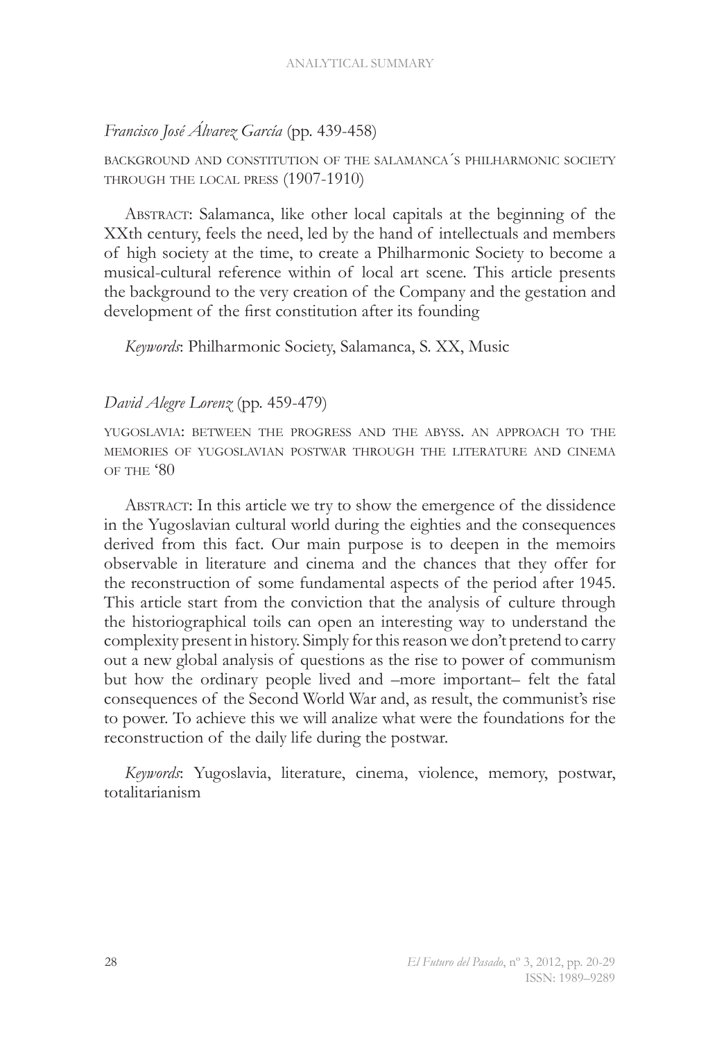*Francisco José Álvarez García* (pp. 439-458)

BACKGROUND AND CONSTITUTION OF THE SALAMANCA´S PHILHARMONIC SOCIETY THROUGH THE LOCAL PRESS (1907-1910)

ABSTRACT: Salamanca, like other local capitals at the beginning of the XXth century, feels the need, led by the hand of intellectuals and members of high society at the time, to create a Philharmonic Society to become a musical-cultural reference within of local art scene. This article presents the background to the very creation of the Company and the gestation and development of the first constitution after its founding

*Keywords*: Philharmonic Society, Salamanca, S. XX, Music

*David Alegre Lorenz* (pp. 459-479)

YUGOSLAVIA: BETWEEN THE PROGRESS AND THE ABYSS. AN APPROACH TO THE MEMORIES OF YUGOSLAVIAN POSTWAR THROUGH THE LITERATURE AND CINEMA OF THE '80

ABSTRACT: In this article we try to show the emergence of the dissidence in the Yugoslavian cultural world during the eighties and the consequences derived from this fact. Our main purpose is to deepen in the memoirs observable in literature and cinema and the chances that they offer for the reconstruction of some fundamental aspects of the period after 1945. This article start from the conviction that the analysis of culture through the historiographical toils can open an interesting way to understand the complexity present in history. Simply for this reason we don't pretend to carry out a new global analysis of questions as the rise to power of communism but how the ordinary people lived and –more important– felt the fatal consequences of the Second World War and, as result, the communist's rise to power. To achieve this we will analize what were the foundations for the reconstruction of the daily life during the postwar.

*Keywords*: Yugoslavia, literature, cinema, violence, memory, postwar, totalitarianism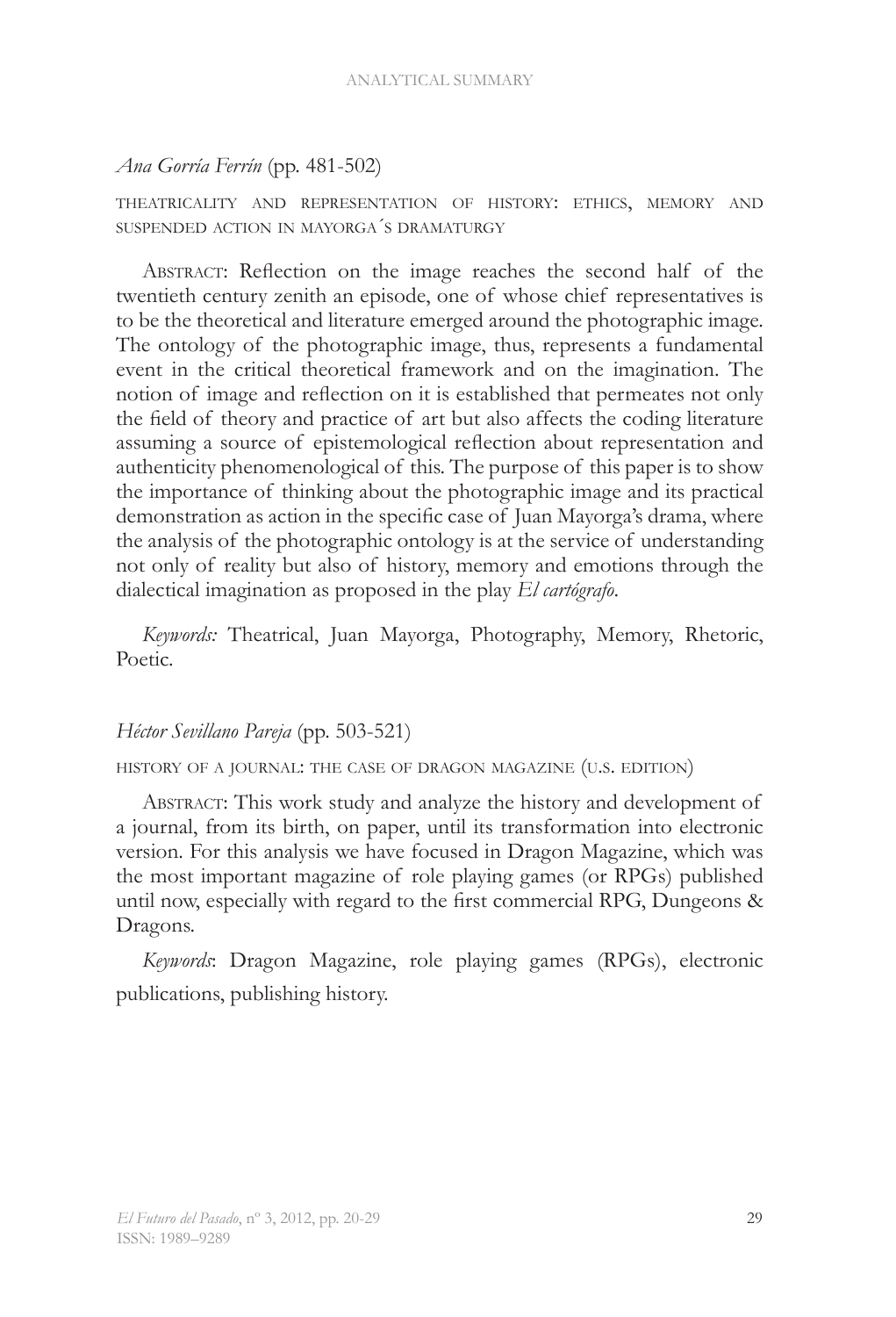*Ana Gorría Ferrín* (pp. 481-502)

THEATRICALITY AND REPRESENTATION OF HISTORY: ETHICS, MEMORY AND SUSPENDED ACTION IN MAYORGA´S DRAMATURGY

ABSTRACT: Reflection on the image reaches the second half of the twentieth century zenith an episode, one of whose chief representatives is to be the theoretical and literature emerged around the photographic image. The ontology of the photographic image, thus, represents a fundamental event in the critical theoretical framework and on the imagination. The notion of image and reflection on it is established that permeates not only the field of theory and practice of art but also affects the coding literature assuming a source of epistemological reflection about representation and authenticity phenomenological of this. The purpose of this paper is to show the importance of thinking about the photographic image and its practical demonstration as action in the specific case of Juan Mayorga's drama, where the analysis of the photographic ontology is at the service of understanding not only of reality but also of history, memory and emotions through the dialectical imagination as proposed in the play *El cartógrafo*.

*Keywords:* Theatrical, Juan Mayorga, Photography, Memory, Rhetoric, Poetic.

*Héctor Sevillano Pareja* (pp. 503-521)

HISTORY OF A JOURNAL: THE CASE OF DRAGON MAGAZINE (U.S. EDITION)

ABSTRACT: This work study and analyze the history and development of a journal, from its birth, on paper, until its transformation into electronic version. For this analysis we have focused in Dragon Magazine, which was the most important magazine of role playing games (or RPGs) published until now, especially with regard to the first commercial RPG, Dungeons & Dragons.

*Keywords*: Dragon Magazine, role playing games (RPGs), electronic publications, publishing history.